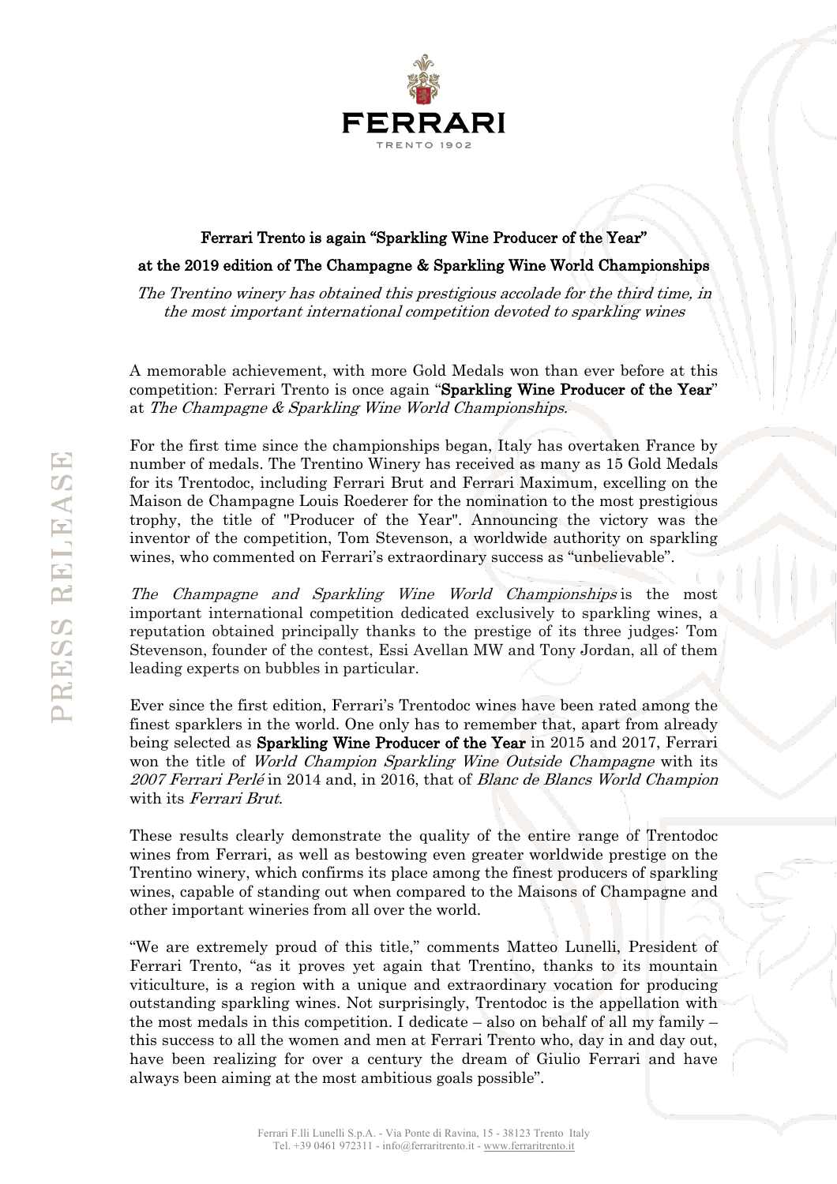# Ferrari Trento is again "Sparkling Wine Producer of the Year"

## at the 2019 edition of The Champagne & Sparkling Wine World Championships

*The Trentino winery has obtained this prestigious accolade for the third time, in the most important international competition devoted to sparkling wines*

A memorable achievement, with more Gold Medals won than ever before at this competition: Ferrari Trento is once again "**Sparkling Wine Producer of the Year**" at *The Champagne & Sparkling Wine World Championships.*

For the first time since the championships began, Italy has overtaken France by number of medals. The Trentino Winery has received as many as 15 Gold Medals for its Trentodoc, including Ferrari Brut and Ferrari Maximum, excelling on the Maison de Champagne Louis Roederer for the nomination to the most prestigious trophy, the title of "Producer of the Year". Announcing the victory was the inventor of the competition, Tom Stevenson, a worldwide authority on sparkling wines, who commented on Ferrari's extraordinary success as "unbelievable".

*The Champagne and Sparkling Wine World Championships* is the most important international competition dedicated exclusively to sparkling wines, a reputation obtained principally thanks to the prestige of its three judges: Tom Stevenson, founder of the contest, Essi Avellan MW and Tony Jordan, all of them leading experts on bubbles in particular.

Ever since the first edition, Ferrari's Trentodoc wines have been rated among the finest sparklers in the world. One only has to remember that, apart from already being selected as **Sparkling Wine Producer of the Year** in 2015 and 2017, Ferrari won the title of *World Champion Sparkling Wine Outside Champagne* with its *2007 Ferrari Perlé* in 2014 and, in 2016, that of *Blanc de Blancs World Champion* with its *Ferrari Brut*.

These results clearly demonstrate the quality of the entire range of Trentodoc wines from Ferrari, as well as bestowing even greater worldwide prestige on the Trentino winery, which confirms its place among the finest producers of sparkling wines, capable of standing out when compared to the Maisons of Champagne and other important wineries from all over the world.

"We are extremely proud of this title," comments Matteo Lunelli, President of Ferrari Trento, "as it proves yet again that Trentino, thanks to its mountain viticulture, is a region with a unique and extraordinary vocation for producing outstanding sparkling wines. Not surprisingly, Trentodoc is the appellation with the most medals in this competition. I dedicate – also on behalf of all my family – this success to all the women and men at Ferrari Trento who, day in and day out, have been realizing for over a century the dream of Giulio Ferrari and have always been aiming at the most ambitious goals possible".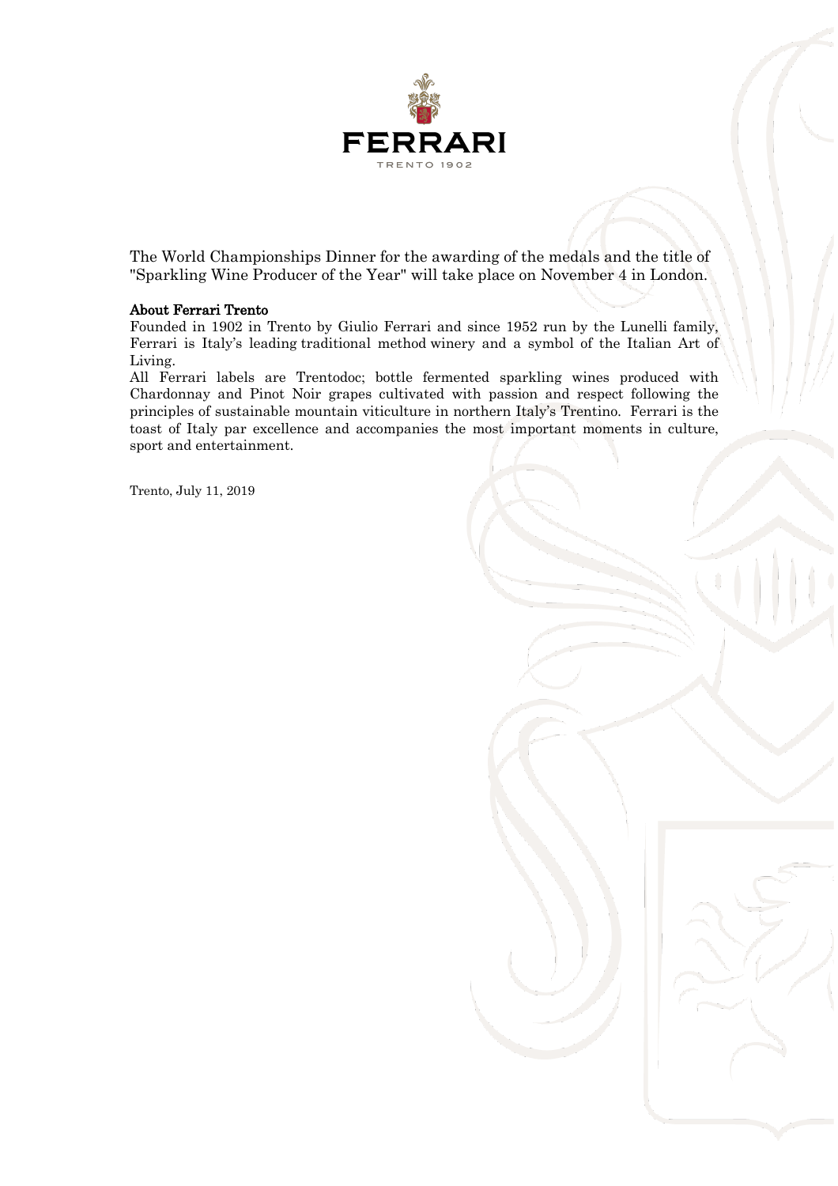The World Championships Dinner for the awarding of the medals and the title of "Sparkling Wine Producer of the Year" will take place on November 4 in London.

**About Ferrari Trento**

Founded in 1902 in Trento by Giulio Ferrari and since 1952 run by the Lunelli family, Ferrari is Italy's leading traditional method winery and a symbol of the Italian Art of Living.

All Ferrari labels are Trentodoc; bottle fermented sparkling wines produced with Chardonnay and Pinot Noir grapes cultivated with passion and respect following the principles of sustainable mountain viticulture in northern Italy's Trentino. Ferrari is the toast of Italy par excellence and accompanies the most important moments in culture, sport and entertainment.

Trento, July 11, 2019